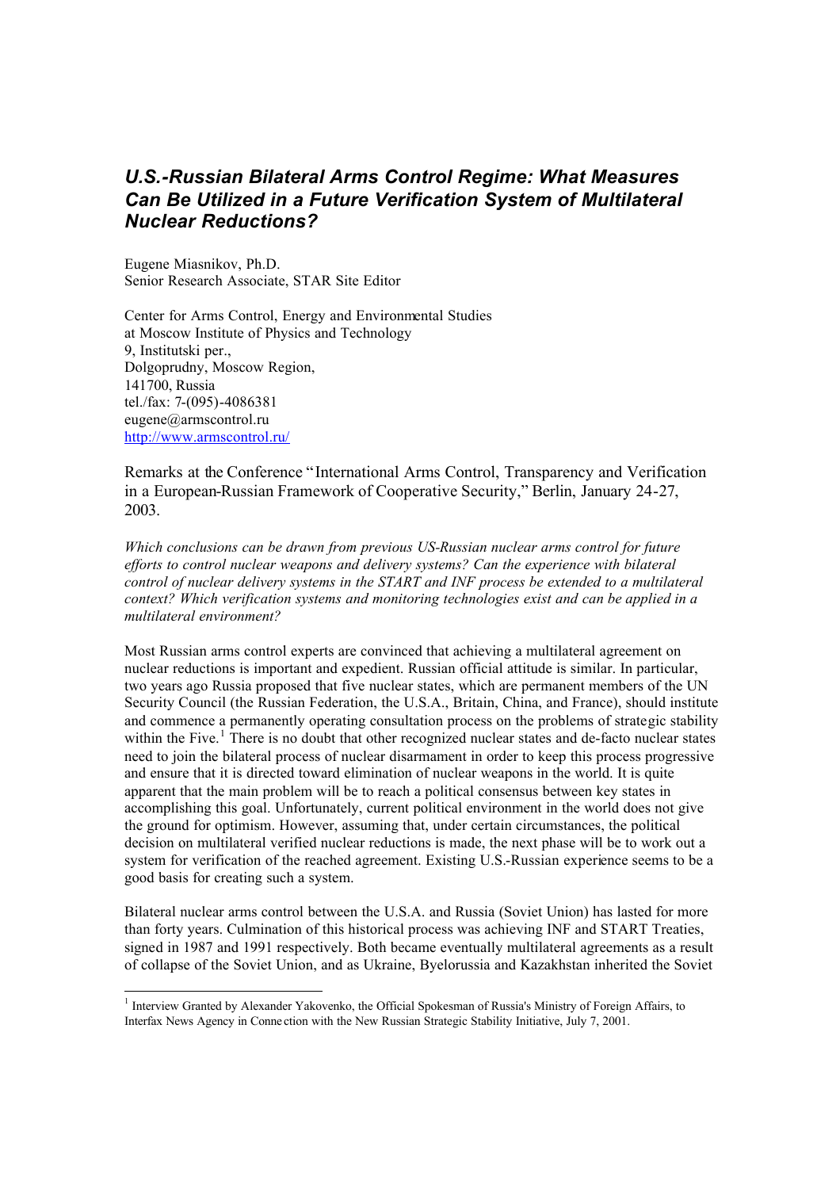# *U.S.-Russian Bilateral Arms Control Regime: What Measures Can Be Utilized in a Future Verification System of Multilateral Nuclear Reductions?*

Eugene Miasnikov, Ph.D.
Senior Research Associate, STAR Site Editor

Center for Arms Control, Energy and Environmental Studies
at Moscow Institute of Physics and Technology
9, Institutski per.,
Dolgoprudny, Moscow Region,
141700, Russia
tel./fax: 7-(095)-4086381
eugene@armscontrol.ru
http://www.armscontrol.ru/

Remarks at the Conference "International Arms Control, Transparency and Verification in a European-Russian Framework of Cooperative Security," Berlin, January 24-27, 2003.

*Which conclusions can be drawn from previous US-Russian nuclear arms control for future efforts to control nuclear weapons and delivery systems? Can the experience with bilateral control of nuclear delivery systems in the START and INF process be extended to a multilateral context? Which verification systems and monitoring technologies exist and can be applied in a multilateral environment?*

Most Russian arms control experts are convinced that achieving a multilateral agreement on nuclear reductions is important and expedient. Russian official attitude is similar. In particular, two years ago Russia proposed that five nuclear states, which are permanent members of the UN Security Council (the Russian Federation, the U.S.A., Britain, China, and France), should institute and commence a permanently operating consultation process on the problems of strategic stability within the Five.[1] There is no doubt that other recognized nuclear states and de-facto nuclear states need to join the bilateral process of nuclear disarmament in order to keep this process progressive and ensure that it is directed toward elimination of nuclear weapons in the world. It is quite apparent that the main problem will be to reach a political consensus between key states in accomplishing this goal. Unfortunately, current political environment in the world does not give the ground for optimism. However, assuming that, under certain circumstances, the political decision on multilateral verified nuclear reductions is made, the next phase will be to work out a system for verification of the reached agreement. Existing U.S.-Russian experience seems to be a good basis for creating such a system.

Bilateral nuclear arms control between the U.S.A. and Russia (Soviet Union) has lasted for more than forty years. Culmination of this historical process was achieving INF and START Treaties, signed in 1987 and 1991 respectively. Both became eventually multilateral agreements as a result of collapse of the Soviet Union, and as Ukraine, Byelorussia and Kazakhstan inherited the Soviet

---

[1] Interview Granted by Alexander Yakovenko, the Official Spokesman of Russia's Ministry of Foreign Affairs, to Interfax News Agency in Connection with the New Russian Strategic Stability Initiative, July 7, 2001.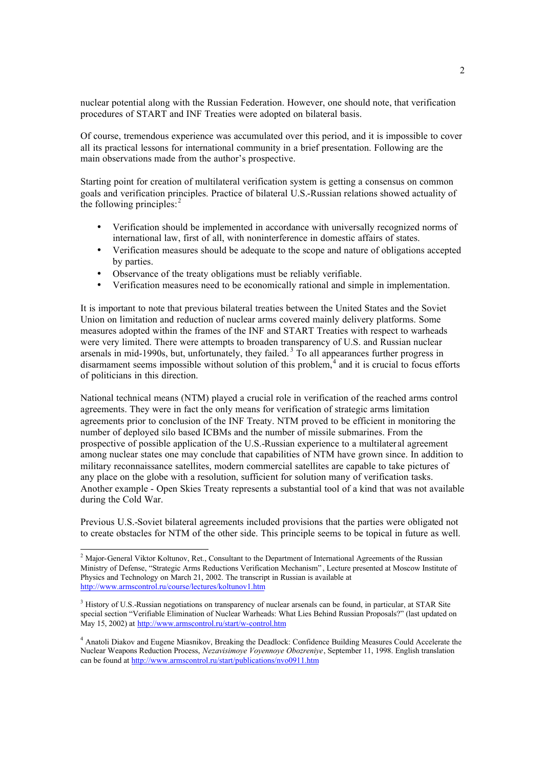nuclear potential along with the Russian Federation. However, one should note, that verification procedures of START and INF Treaties were adopted on bilateral basis.

Of course, tremendous experience was accumulated over this period, and it is impossible to cover all its practical lessons for international community in a brief presentation. Following are the main observations made from the author's prospective.

Starting point for creation of multilateral verification system is getting a consensus on common goals and verification principles. Practice of bilateral U.S.-Russian relations showed actuality of the following principles:[2]

- Verification should be implemented in accordance with universally recognized norms of international law, first of all, with noninterference in domestic affairs of states.
- Verification measures should be adequate to the scope and nature of obligations accepted by parties.
- Observance of the treaty obligations must be reliably verifiable.
- Verification measures need to be economically rational and simple in implementation.

It is important to note that previous bilateral treaties between the United States and the Soviet Union on limitation and reduction of nuclear arms covered mainly delivery platforms. Some measures adopted within the frames of the INF and START Treaties with respect to warheads were very limited. There were attempts to broaden transparency of U.S. and Russian nuclear arsenals in mid-1990s, but, unfortunately, they failed.[3] To all appearances further progress in disarmament seems impossible without solution of this problem,[4] and it is crucial to focus efforts of politicians in this direction.

National technical means (NTM) played a crucial role in verification of the reached arms control agreements. They were in fact the only means for verification of strategic arms limitation agreements prior to conclusion of the INF Treaty. NTM proved to be efficient in monitoring the number of deployed silo based ICBMs and the number of missile submarines. From the prospective of possible application of the U.S.-Russian experience to a multilateral agreement among nuclear states one may conclude that capabilities of NTM have grown since. In addition to military reconnaissance satellites, modern commercial satellites are capable to take pictures of any place on the globe with a resolution, sufficient for solution many of verification tasks. Another example - Open Skies Treaty represents a substantial tool of a kind that was not available during the Cold War.

Previous U.S.-Soviet bilateral agreements included provisions that the parties were obligated not to create obstacles for NTM of the other side. This principle seems to be topical in future as well.

---

[2] Major-General Viktor Koltunov, Ret., Consultant to the Department of International Agreements of the Russian Ministry of Defense, "Strategic Arms Reductions Verification Mechanism", Lecture presented at Moscow Institute of Physics and Technology on March 21, 2002. The transcript in Russian is available at http://www.armscontrol.ru/course/lectures/koltunov1.htm

[3] History of U.S.-Russian negotiations on transparency of nuclear arsenals can be found, in particular, at STAR Site special section "Verifiable Elimination of Nuclear Warheads: What Lies Behind Russian Proposals?" (last updated on May 15, 2002) at http://www.armscontrol.ru/start/w-control.htm

[4] Anatoli Diakov and Eugene Miasnikov, Breaking the Deadlock: Confidence Building Measures Could Accelerate the Nuclear Weapons Reduction Process, *Nezavisimoye Voyennoye Obozreniye*, September 11, 1998. English translation can be found at http://www.armscontrol.ru/start/publications/nvo0911.htm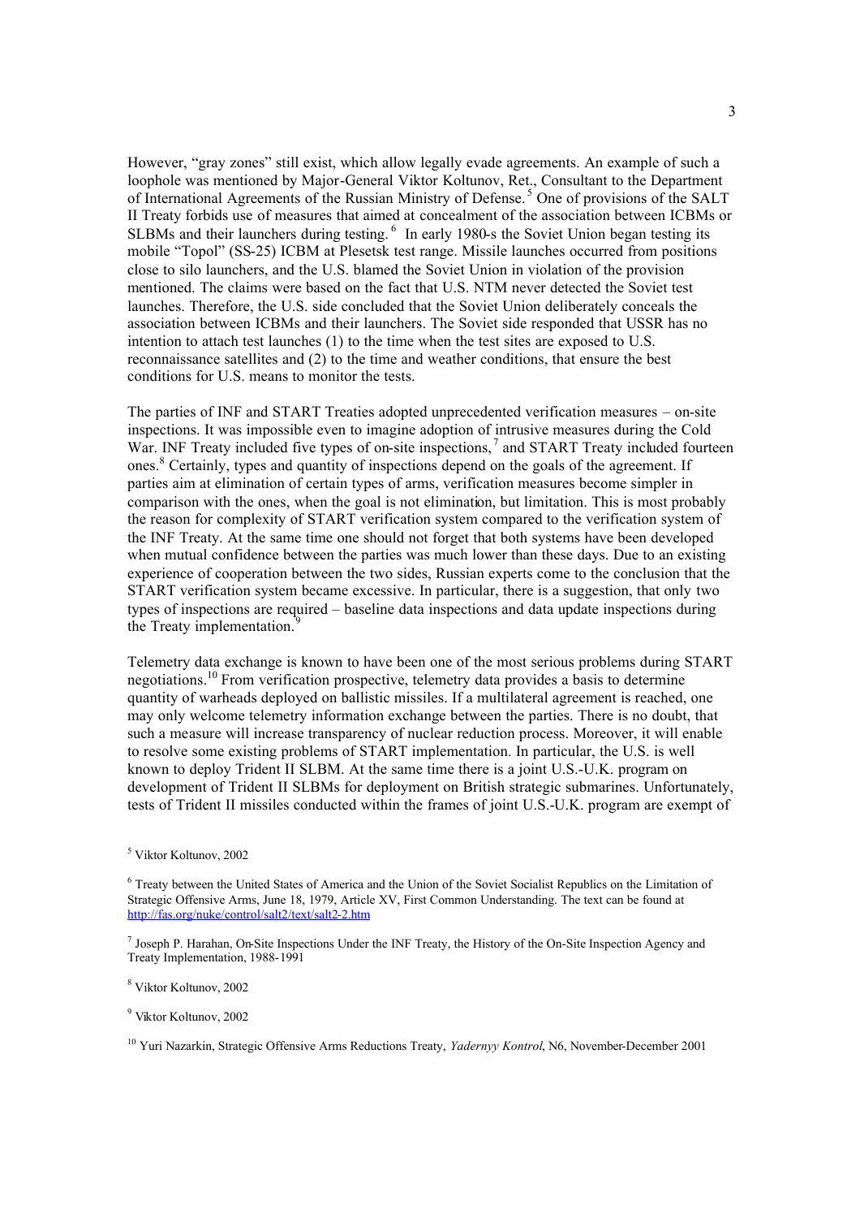However, "gray zones" still exist, which allow legally evade agreements. An example of such a loophole was mentioned by Major-General Viktor Koltunov, Ret., Consultant to the Department of International Agreements of the Russian Ministry of Defense.[5] One of provisions of the SALT II Treaty forbids use of measures that aimed at concealment of the association between ICBMs or SLBMs and their launchers during testing.[6] In early 1980-s the Soviet Union began testing its mobile "Topol" (SS-25) ICBM at Plesetsk test range. Missile launches occurred from positions close to silo launchers, and the U.S. blamed the Soviet Union in violation of the provision mentioned. The claims were based on the fact that U.S. NTM never detected the Soviet test launches. Therefore, the U.S. side concluded that the Soviet Union deliberately conceals the association between ICBMs and their launchers. The Soviet side responded that USSR has no intention to attach test launches (1) to the time when the test sites are exposed to U.S. reconnaissance satellites and (2) to the time and weather conditions, that ensure the best conditions for U.S. means to monitor the tests.

The parties of INF and START Treaties adopted unprecedented verification measures – on-site inspections. It was impossible even to imagine adoption of intrusive measures during the Cold War. INF Treaty included five types of on-site inspections,[7] and START Treaty included fourteen ones.[8] Certainly, types and quantity of inspections depend on the goals of the agreement. If parties aim at elimination of certain types of arms, verification measures become simpler in comparison with the ones, when the goal is not elimination, but limitation. This is most probably the reason for complexity of START verification system compared to the verification system of the INF Treaty. At the same time one should not forget that both systems have been developed when mutual confidence between the parties was much lower than these days. Due to an existing experience of cooperation between the two sides, Russian experts come to the conclusion that the START verification system became excessive. In particular, there is a suggestion, that only two types of inspections are required – baseline data inspections and data update inspections during the Treaty implementation.[9]

Telemetry data exchange is known to have been one of the most serious problems during START negotiations.[10] From verification prospective, telemetry data provides a basis to determine quantity of warheads deployed on ballistic missiles. If a multilateral agreement is reached, one may only welcome telemetry information exchange between the parties. There is no doubt, that such a measure will increase transparency of nuclear reduction process. Moreover, it will enable to resolve some existing problems of START implementation. In particular, the U.S. is well known to deploy Trident II SLBM. At the same time there is a joint U.S.-U.K. program on development of Trident II SLBMs for deployment on British strategic submarines. Unfortunately, tests of Trident II missiles conducted within the frames of joint U.S.-U.K. program are exempt of

---

[5] Viktor Koltunov, 2002

[6] Treaty between the United States of America and the Union of the Soviet Socialist Republics on the Limitation of Strategic Offensive Arms, June 18, 1979, Article XV, First Common Understanding. The text can be found at http://fas.org/nuke/control/salt2/text/salt2-2.htm

[7] Joseph P. Harahan, On-Site Inspections Under the INF Treaty, the History of the On-Site Inspection Agency and Treaty Implementation, 1988-1991

[8] Viktor Koltunov, 2002

[9] Viktor Koltunov, 2002

[10] Yuri Nazarkin, Strategic Offensive Arms Reductions Treaty, *Yadernyy Kontrol*, N6, November-December 2001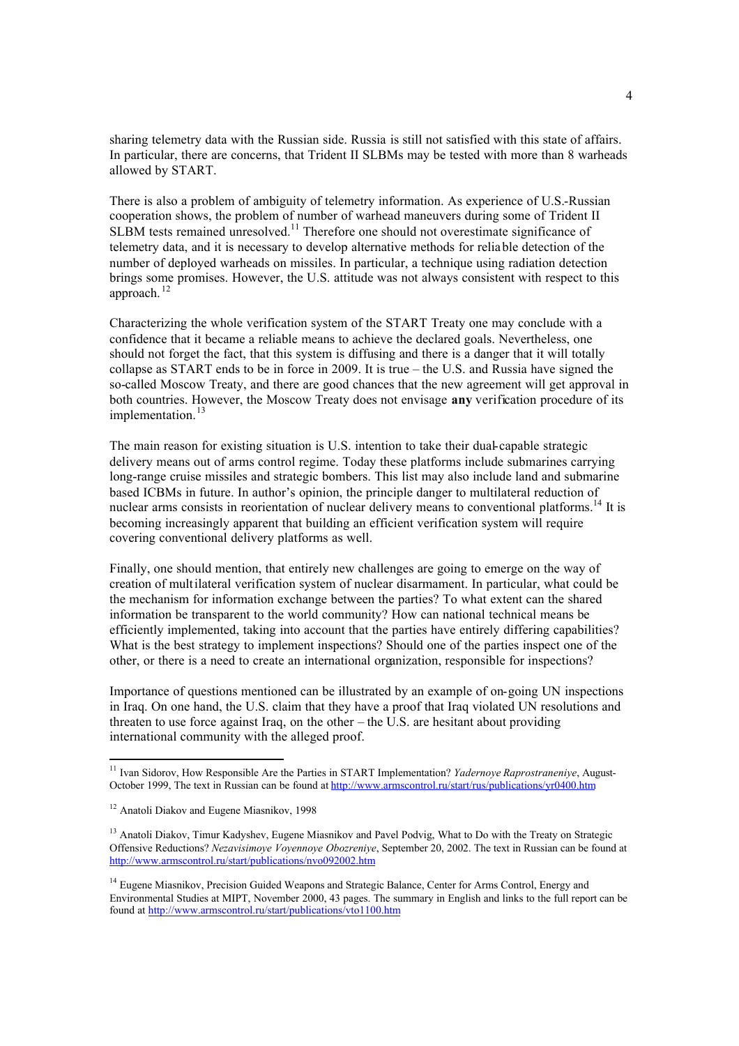sharing telemetry data with the Russian side. Russia is still not satisfied with this state of affairs. In particular, there are concerns, that Trident II SLBMs may be tested with more than 8 warheads allowed by START.

There is also a problem of ambiguity of telemetry information. As experience of U.S.-Russian cooperation shows, the problem of number of warhead maneuvers during some of Trident II SLBM tests remained unresolved.[11] Therefore one should not overestimate significance of telemetry data, and it is necessary to develop alternative methods for reliable detection of the number of deployed warheads on missiles. In particular, a technique using radiation detection brings some promises. However, the U.S. attitude was not always consistent with respect to this approach.[12]

Characterizing the whole verification system of the START Treaty one may conclude with a confidence that it became a reliable means to achieve the declared goals. Nevertheless, one should not forget the fact, that this system is diffusing and there is a danger that it will totally collapse as START ends to be in force in 2009. It is true – the U.S. and Russia have signed the so-called Moscow Treaty, and there are good chances that the new agreement will get approval in both countries. However, the Moscow Treaty does not envisage **any** verification procedure of its implementation.[13]

The main reason for existing situation is U.S. intention to take their dual-capable strategic delivery means out of arms control regime. Today these platforms include submarines carrying long-range cruise missiles and strategic bombers. This list may also include land and submarine based ICBMs in future. In author's opinion, the principle danger to multilateral reduction of nuclear arms consists in reorientation of nuclear delivery means to conventional platforms.[14] It is becoming increasingly apparent that building an efficient verification system will require covering conventional delivery platforms as well.

Finally, one should mention, that entirely new challenges are going to emerge on the way of creation of multilateral verification system of nuclear disarmament. In particular, what could be the mechanism for information exchange between the parties? To what extent can the shared information be transparent to the world community? How can national technical means be efficiently implemented, taking into account that the parties have entirely differing capabilities? What is the best strategy to implement inspections? Should one of the parties inspect one of the other, or there is a need to create an international organization, responsible for inspections?

Importance of questions mentioned can be illustrated by an example of on-going UN inspections in Iraq. On one hand, the U.S. claim that they have a proof that Iraq violated UN resolutions and threaten to use force against Iraq, on the other – the U.S. are hesitant about providing international community with the alleged proof.

---

[11] Ivan Sidorov, How Responsible Are the Parties in START Implementation? *Yadernoye Raprostraneniye*, August-October 1999, The text in Russian can be found at http://www.armscontrol.ru/start/rus/publications/yr0400.htm

[12] Anatoli Diakov and Eugene Miasnikov, 1998

[13] Anatoli Diakov, Timur Kadyshev, Eugene Miasnikov and Pavel Podvig, What to Do with the Treaty on Strategic Offensive Reductions? *Nezavisimoye Voyennoye Obozreniye*, September 20, 2002. The text in Russian can be found at http://www.armscontrol.ru/start/publications/nvo092002.htm

[14] Eugene Miasnikov, Precision Guided Weapons and Strategic Balance, Center for Arms Control, Energy and Environmental Studies at MIPT, November 2000, 43 pages. The summary in English and links to the full report can be found at http://www.armscontrol.ru/start/publications/vto1100.htm